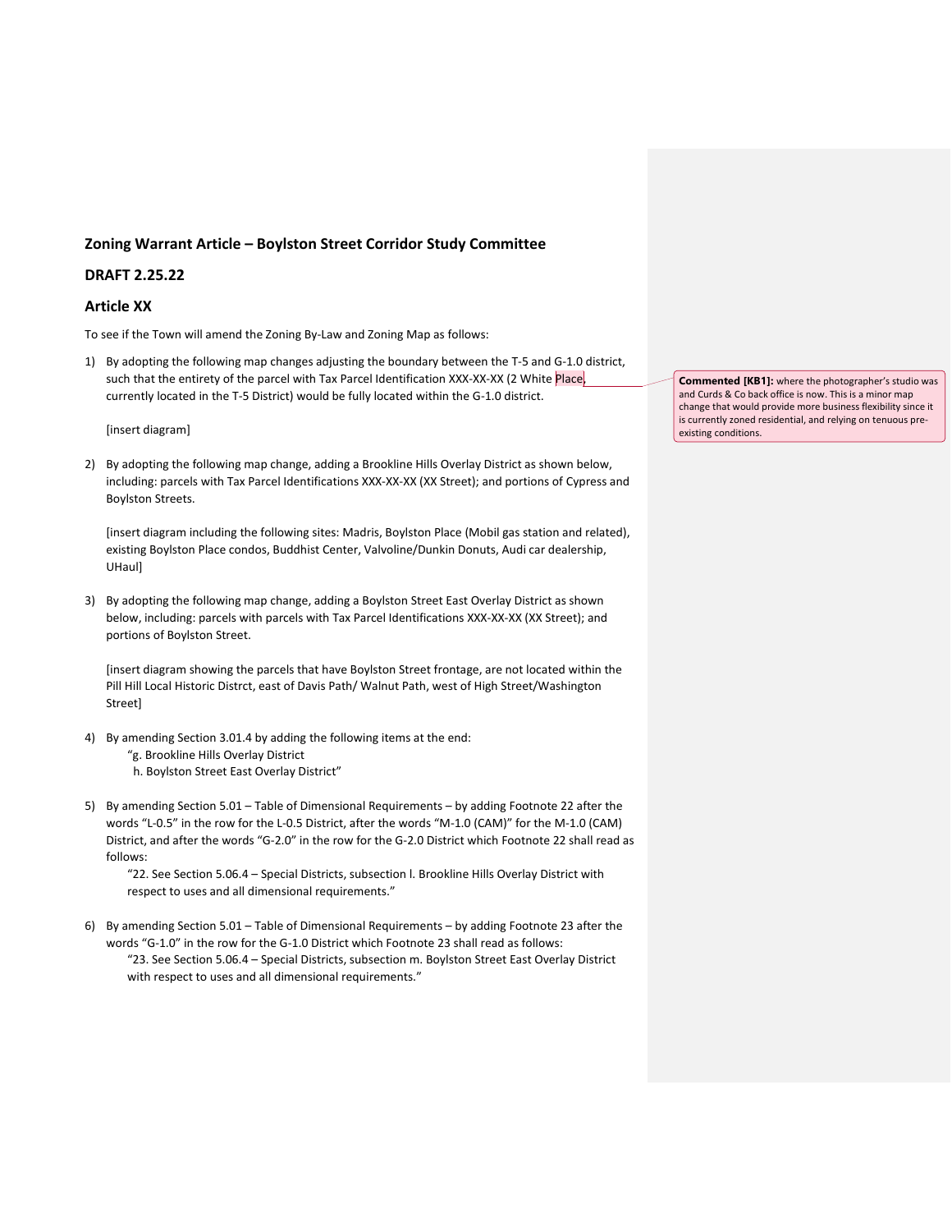## Zoning Warrant Article – Boylston Street Corridor Study Committee

## DRAFT 2.25.22

## Article XX

To see if the Town will amend the Zoning By-Law and Zoning Map as follows:

1) By adopting the following map changes adjusting the boundary between the T-5 and G-1.0 district, such that the entirety of the parcel with Tax Parcel Identification XXX-XX-XX (2 White Place) currently located in the T-5 District) would be fully located within the G-1.0 district.

   [insert diagram]

2) By adopting the following map change, adding a Brookline Hills Overlay District as shown below, including: parcels with Tax Parcel Identifications XXX-XX-XX (XX Street); and portions of Cypress and Boylston Streets.

   [insert diagram including the following sites: Madris, Boylston Place (Mobil gas station and related), existing Boylston Place condos, Buddhist Center, Valvoline/Dunkin Donuts, Audi car dealership, UHaul]

3) By adopting the following map change, adding a Boylston Street East Overlay District as shown below, including: parcels with parcels with Tax Parcel Identifications XXX-XX-XX (XX Street); and portions of Boylston Street.

   [insert diagram showing the parcels that have Boylston Street frontage, are not located within the Pill Hill Local Historic Distrct, east of Davis Path/ Walnut Path, west of High Street/Washington Street]

4) By amending Section 3.01.4 by adding the following items at the end:
   "g. Brookline Hills Overlay District
   h. Boylston Street East Overlay District"

5) By amending Section 5.01 – Table of Dimensional Requirements – by adding Footnote 22 after the words "L-0.5" in the row for the L-0.5 District, after the words "M-1.0 (CAM)" for the M-1.0 (CAM) District, and after the words "G-2.0" in the row for the G-2.0 District which Footnote 22 shall read as follows:
   "22. See Section 5.06.4 – Special Districts, subsection l. Brookline Hills Overlay District with respect to uses and all dimensional requirements."

6) By amending Section 5.01 – Table of Dimensional Requirements – by adding Footnote 23 after the words "G-1.0" in the row for the G-1.0 District which Footnote 23 shall read as follows:
   "23. See Section 5.06.4 – Special Districts, subsection m. Boylston Street East Overlay District with respect to uses and all dimensional requirements."

**Commented [KB1]:** where the photographer's studio was and Curds & Co back office is now. This is a minor map change that would provide more business flexibility since it is currently zoned residential, and relying on tenuous pre-existing conditions.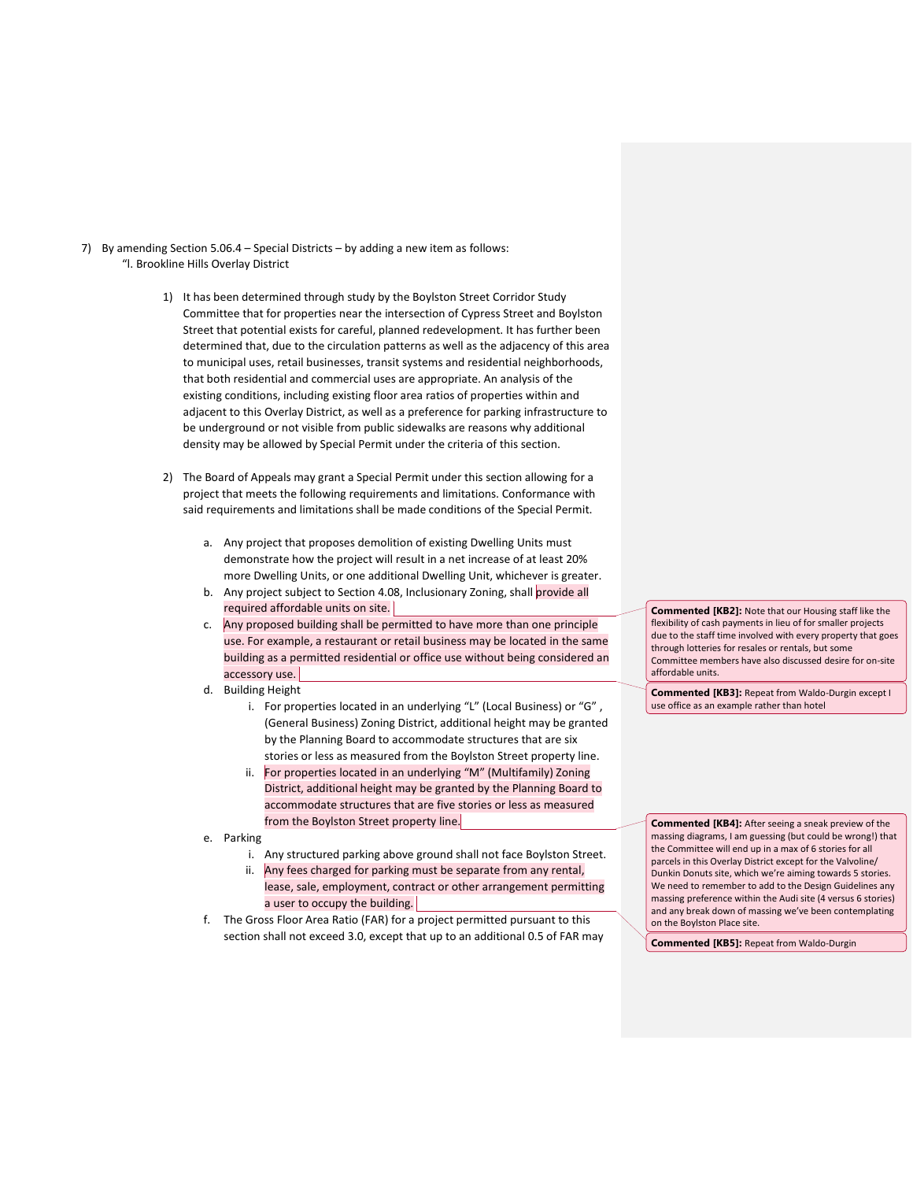7) By amending Section 5.06.4 – Special Districts – by adding a new item as follows:
   "l. Brookline Hills Overlay District

   1) It has been determined through study by the Boylston Street Corridor Study Committee that for properties near the intersection of Cypress Street and Boylston Street that potential exists for careful, planned redevelopment. It has further been determined that, due to the circulation patterns as well as the adjacency of this area to municipal uses, retail businesses, transit systems and residential neighborhoods, that both residential and commercial uses are appropriate. An analysis of the existing conditions, including existing floor area ratios of properties within and adjacent to this Overlay District, as well as a preference for parking infrastructure to be underground or not visible from public sidewalks are reasons why additional density may be allowed by Special Permit under the criteria of this section.

   2) The Board of Appeals may grant a Special Permit under this section allowing for a project that meets the following requirements and limitations. Conformance with said requirements and limitations shall be made conditions of the Special Permit.

      a. Any project that proposes demolition of existing Dwelling Units must demonstrate how the project will result in a net increase of at least 20% more Dwelling Units, or one additional Dwelling Unit, whichever is greater.
      b. Any project subject to Section 4.08, Inclusionary Zoning, shall provide all required affordable units on site.
      c. Any proposed building shall be permitted to have more than one principle use. For example, a restaurant or retail business may be located in the same building as a permitted residential or office use without being considered an accessory use.
      d. Building Height
         i. For properties located in an underlying "L" (Local Business) or "G" , (General Business) Zoning District, additional height may be granted by the Planning Board to accommodate structures that are six stories or less as measured from the Boylston Street property line.
         ii. For properties located in an underlying "M" (Multifamily) Zoning District, additional height may be granted by the Planning Board to accommodate structures that are five stories or less as measured from the Boylston Street property line.
      e. Parking
         i. Any structured parking above ground shall not face Boylston Street.
         ii. Any fees charged for parking must be separate from any rental, lease, sale, employment, contract or other arrangement permitting a user to occupy the building.
      f. The Gross Floor Area Ratio (FAR) for a project permitted pursuant to this section shall not exceed 3.0, except that up to an additional 0.5 of FAR may

**Commented [KB2]:** Note that our Housing staff like the flexibility of cash payments in lieu of for smaller projects due to the staff time involved with every property that goes through lotteries for resales or rentals, but some Committee members have also discussed desire for on-site affordable units.

**Commented [KB3]:** Repeat from Waldo-Durgin except I use office as an example rather than hotel

**Commented [KB4]:** After seeing a sneak preview of the massing diagrams, I am guessing (but could be wrong!) that the Committee will end up in a max of 6 stories for all parcels in this Overlay District except for the Valvoline/ Dunkin Donuts site, which we're aiming towards 5 stories. We need to remember to add to the Design Guidelines any massing preference within the Audi site (4 versus 6 stories) and any break down of massing we've been contemplating on the Boylston Place site.

**Commented [KB5]:** Repeat from Waldo-Durgin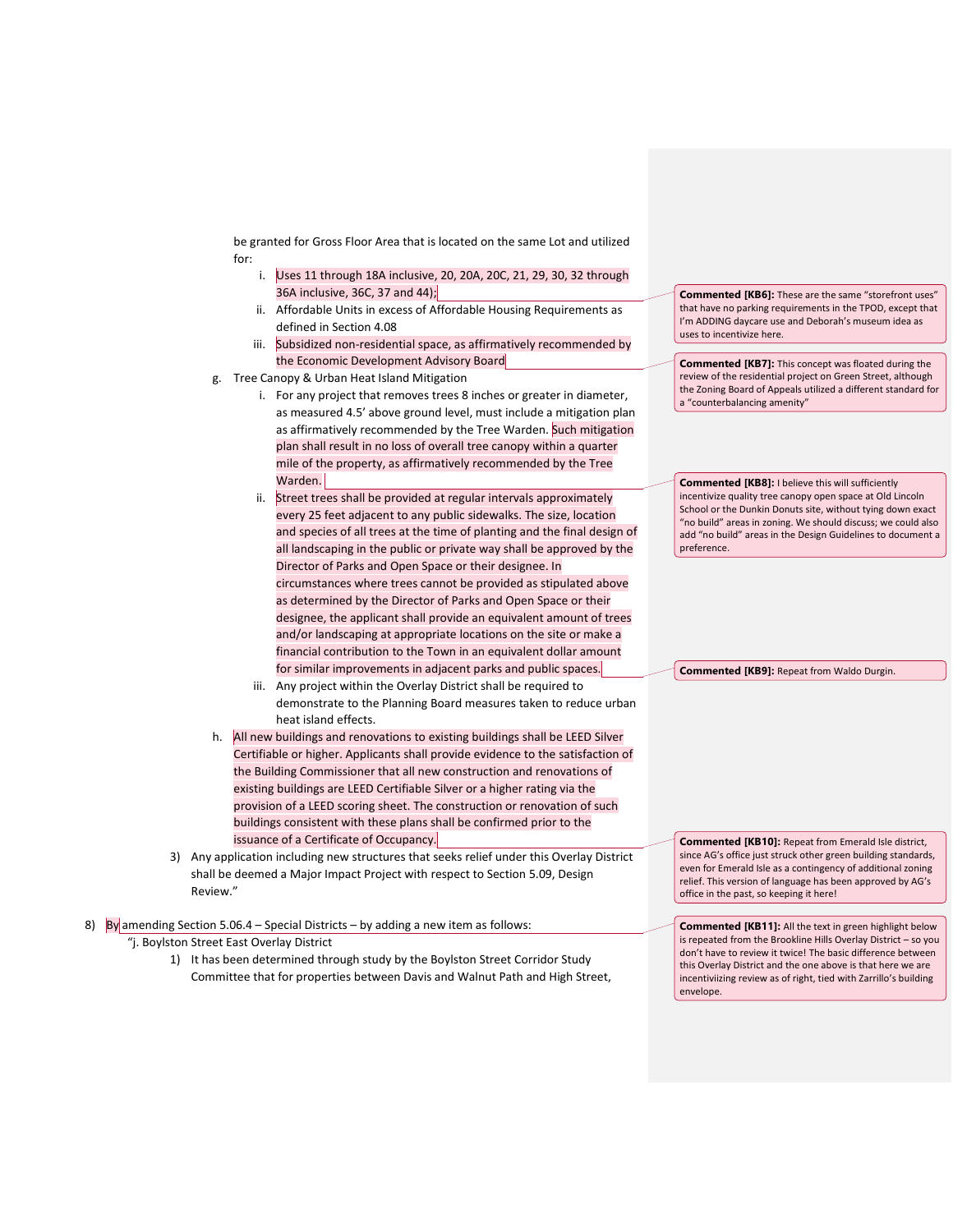be granted for Gross Floor Area that is located on the same Lot and utilized for:

   i. Uses 11 through 18A inclusive, 20, 20A, 20C, 21, 29, 30, 32 through 36A inclusive, 36C, 37 and 44);
   ii. Affordable Units in excess of Affordable Housing Requirements as defined in Section 4.08
   iii. Subsidized non-residential space, as affirmatively recommended by the Economic Development Advisory Board

g. Tree Canopy & Urban Heat Island Mitigation

   i. For any project that removes trees 8 inches or greater in diameter, as measured 4.5' above ground level, must include a mitigation plan as affirmatively recommended by the Tree Warden. Such mitigation plan shall result in no loss of overall tree canopy within a quarter mile of the property, as affirmatively recommended by the Tree Warden.
   ii. Street trees shall be provided at regular intervals approximately every 25 feet adjacent to any public sidewalks. The size, location and species of all trees at the time of planting and the final design of all landscaping in the public or private way shall be approved by the Director of Parks and Open Space or their designee. In circumstances where trees cannot be provided as stipulated above as determined by the Director of Parks and Open Space or their designee, the applicant shall provide an equivalent amount of trees and/or landscaping at appropriate locations on the site or make a financial contribution to the Town in an equivalent dollar amount for similar improvements in adjacent parks and public spaces.
   iii. Any project within the Overlay District shall be required to demonstrate to the Planning Board measures taken to reduce urban heat island effects.

h. All new buildings and renovations to existing buildings shall be LEED Silver Certifiable or higher. Applicants shall provide evidence to the satisfaction of the Building Commissioner that all new construction and renovations of existing buildings are LEED Certifiable Silver or a higher rating via the provision of a LEED scoring sheet. The construction or renovation of such buildings consistent with these plans shall be confirmed prior to the issuance of a Certificate of Occupancy.

3) Any application including new structures that seeks relief under this Overlay District shall be deemed a Major Impact Project with respect to Section 5.09, Design Review."

8) By amending Section 5.06.4 – Special Districts – by adding a new item as follows:

"j. Boylston Street East Overlay District

   1) It has been determined through study by the Boylston Street Corridor Study Committee that for properties between Davis and Walnut Path and High Street,

---

**Commented [KB6]:** These are the same "storefront uses" that have no parking requirements in the TPOD, except that I'm ADDING daycare use and Deborah's museum idea as uses to incentivize here.

**Commented [KB7]:** This concept was floated during the review of the residential project on Green Street, although the Zoning Board of Appeals utilized a different standard for a "counterbalancing amenity"

**Commented [KB8]:** I believe this will sufficiently incentivize quality tree canopy open space at Old Lincoln School or the Dunkin Donuts site, without tying down exact "no build" areas in zoning. We should discuss; we could also add "no build" areas in the Design Guidelines to document a preference.

**Commented [KB9]:** Repeat from Waldo Durgin.

**Commented [KB10]:** Repeat from Emerald Isle district, since AG's office just struck other green building standards, even for Emerald Isle as a contingency of additional zoning relief. This version of language has been approved by AG's office in the past, so keeping it here!

**Commented [KB11]:** All the text in green highlight below is repeated from the Brookline Hills Overlay District – so you don't have to review it twice! The basic difference between this Overlay District and the one above is that here we are incentiviizing review as of right, tied with Zarrillo's building envelope.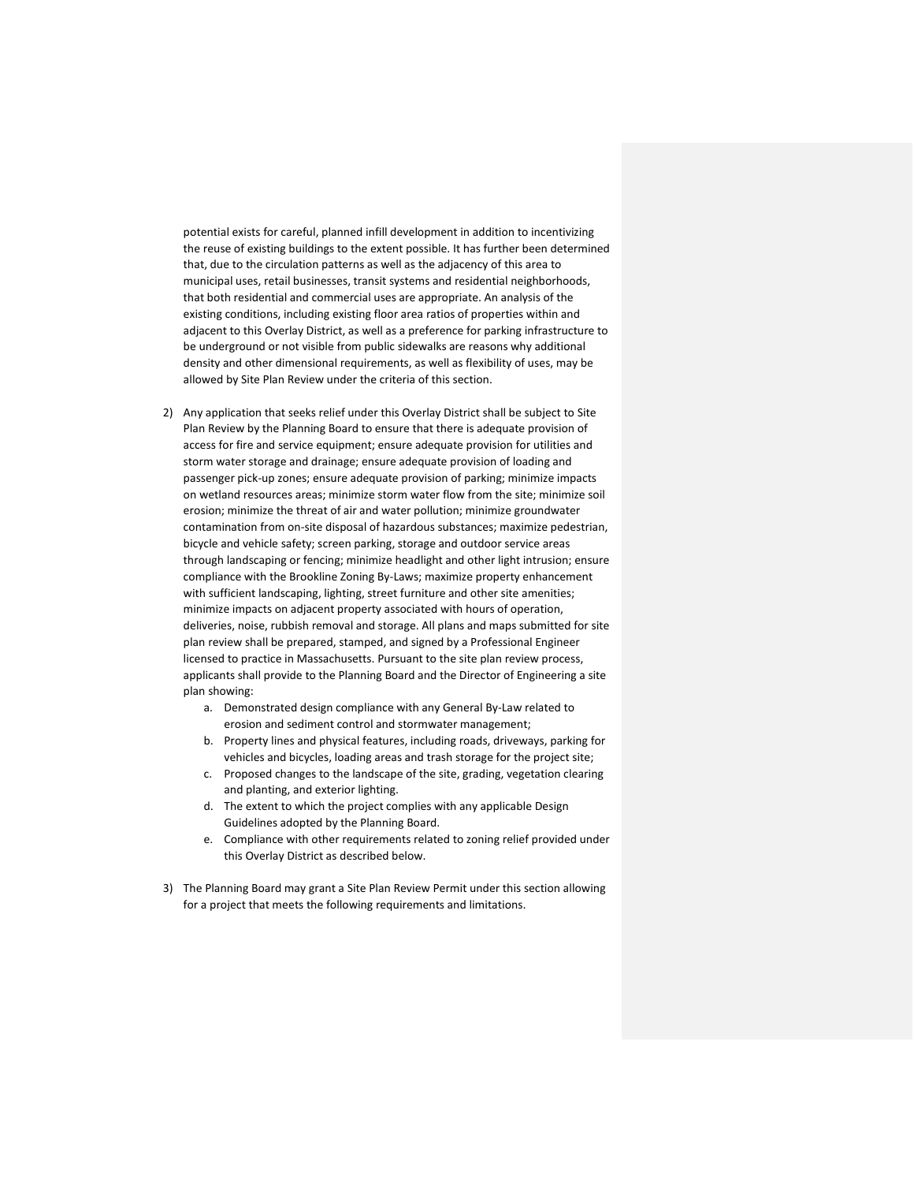potential exists for careful, planned infill development in addition to incentivizing the reuse of existing buildings to the extent possible. It has further been determined that, due to the circulation patterns as well as the adjacency of this area to municipal uses, retail businesses, transit systems and residential neighborhoods, that both residential and commercial uses are appropriate. An analysis of the existing conditions, including existing floor area ratios of properties within and adjacent to this Overlay District, as well as a preference for parking infrastructure to be underground or not visible from public sidewalks are reasons why additional density and other dimensional requirements, as well as flexibility of uses, may be allowed by Site Plan Review under the criteria of this section.

2) Any application that seeks relief under this Overlay District shall be subject to Site Plan Review by the Planning Board to ensure that there is adequate provision of access for fire and service equipment; ensure adequate provision for utilities and storm water storage and drainage; ensure adequate provision of loading and passenger pick-up zones; ensure adequate provision of parking; minimize impacts on wetland resources areas; minimize storm water flow from the site; minimize soil erosion; minimize the threat of air and water pollution; minimize groundwater contamination from on-site disposal of hazardous substances; maximize pedestrian, bicycle and vehicle safety; screen parking, storage and outdoor service areas through landscaping or fencing; minimize headlight and other light intrusion; ensure compliance with the Brookline Zoning By-Laws; maximize property enhancement with sufficient landscaping, lighting, street furniture and other site amenities; minimize impacts on adjacent property associated with hours of operation, deliveries, noise, rubbish removal and storage. All plans and maps submitted for site plan review shall be prepared, stamped, and signed by a Professional Engineer licensed to practice in Massachusetts. Pursuant to the site plan review process, applicants shall provide to the Planning Board and the Director of Engineering a site plan showing:
    a. Demonstrated design compliance with any General By-Law related to erosion and sediment control and stormwater management;
    b. Property lines and physical features, including roads, driveways, parking for vehicles and bicycles, loading areas and trash storage for the project site;
    c. Proposed changes to the landscape of the site, grading, vegetation clearing and planting, and exterior lighting.
    d. The extent to which the project complies with any applicable Design Guidelines adopted by the Planning Board.
    e. Compliance with other requirements related to zoning relief provided under this Overlay District as described below.

3) The Planning Board may grant a Site Plan Review Permit under this section allowing for a project that meets the following requirements and limitations.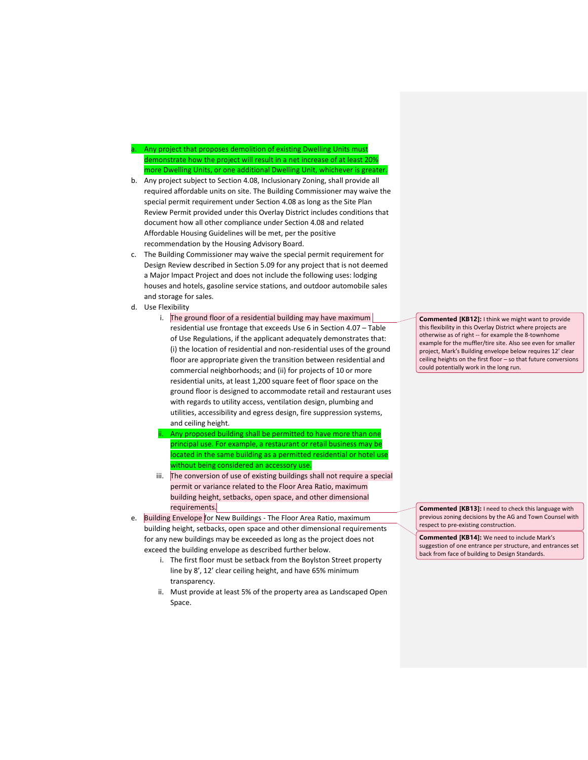a. Any project that proposes demolition of existing Dwelling Units must demonstrate how the project will result in a net increase of at least 20% more Dwelling Units, or one additional Dwelling Unit, whichever is greater.

b. Any project subject to Section 4.08, Inclusionary Zoning, shall provide all required affordable units on site. The Building Commissioner may waive the special permit requirement under Section 4.08 as long as the Site Plan Review Permit provided under this Overlay District includes conditions that document how all other compliance under Section 4.08 and related Affordable Housing Guidelines will be met, per the positive recommendation by the Housing Advisory Board.

c. The Building Commissioner may waive the special permit requirement for Design Review described in Section 5.09 for any project that is not deemed a Major Impact Project and does not include the following uses: lodging houses and hotels, gasoline service stations, and outdoor automobile sales and storage for sales.

d. Use Flexibility

   i. The ground floor of a residential building may have maximum residential use frontage that exceeds Use 6 in Section 4.07 – Table of Use Regulations, if the applicant adequately demonstrates that: (i) the location of residential and non-residential uses of the ground floor are appropriate given the transition between residential and commercial neighborhoods; and (ii) for projects of 10 or more residential units, at least 1,200 square feet of floor space on the ground floor is designed to accommodate retail and restaurant uses with regards to utility access, ventilation design, plumbing and utilities, accessibility and egress design, fire suppression systems, and ceiling height.

   ii. Any proposed building shall be permitted to have more than one principal use. For example, a restaurant or retail business may be located in the same building as a permitted residential or hotel use without being considered an accessory use.

   iii. The conversion of use of existing buildings shall not require a special permit or variance related to the Floor Area Ratio, maximum building height, setbacks, open space, and other dimensional requirements.

e. Building Envelope for New Buildings - The Floor Area Ratio, maximum building height, setbacks, open space and other dimensional requirements for any new buildings may be exceeded as long as the project does not exceed the building envelope as described further below.

   i. The first floor must be setback from the Boylston Street property line by 8', 12' clear ceiling height, and have 65% minimum transparency.

   ii. Must provide at least 5% of the property area as Landscaped Open Space.

**Commented [KB12]:** I think we might want to provide this flexibility in this Overlay District where projects are otherwise as of right -- for example the 8-townhome example for the muffler/tire site. Also see even for smaller project, Mark's Building envelope below requires 12' clear ceiling heights on the first floor – so that future conversions could potentially work in the long run.

**Commented [KB13]:** I need to check this language with previous zoning decisions by the AG and Town Counsel with respect to pre-existing construction.

**Commented [KB14]:** We need to include Mark's suggestion of one entrance per structure, and entrances set back from face of building to Design Standards.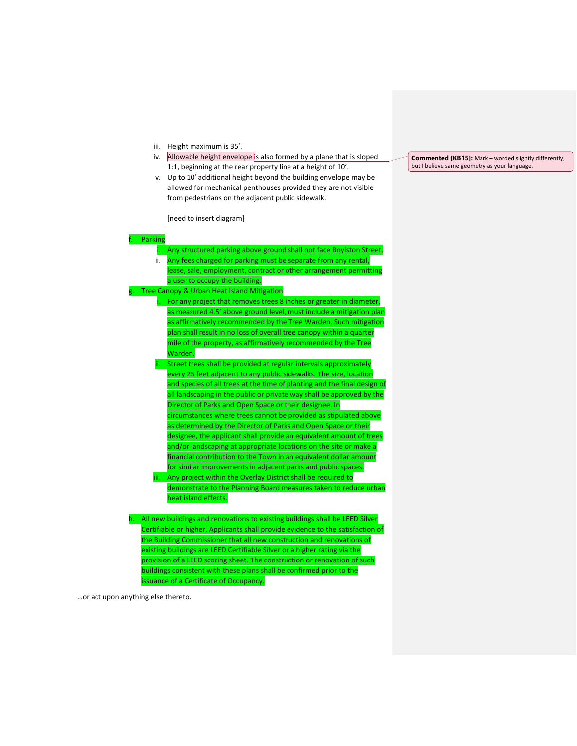iii. Height maximum is 35'.

iv. Allowable height envelope is also formed by a plane that is sloped 1:1, beginning at the rear property line at a height of 10'.

v. Up to 10' additional height beyond the building envelope may be allowed for mechanical penthouses provided they are not visible from pedestrians on the adjacent public sidewalk.

[need to insert diagram]

**Commented [KB15]:** Mark – worded slightly differently, but I believe same geometry as your language.

f. Parking

   i. Any structured parking above ground shall not face Boylston Street.

   ii. Any fees charged for parking must be separate from any rental, lease, sale, employment, contract or other arrangement permitting a user to occupy the building.

g. Tree Canopy & Urban Heat Island Mitigation

   i. For any project that removes trees 8 inches or greater in diameter, as measured 4.5' above ground level, must include a mitigation plan as affirmatively recommended by the Tree Warden. Such mitigation plan shall result in no loss of overall tree canopy within a quarter mile of the property, as affirmatively recommended by the Tree Warden.

   ii. Street trees shall be provided at regular intervals approximately every 25 feet adjacent to any public sidewalks. The size, location and species of all trees at the time of planting and the final design of all landscaping in the public or private way shall be approved by the Director of Parks and Open Space or their designee. In circumstances where trees cannot be provided as stipulated above as determined by the Director of Parks and Open Space or their designee, the applicant shall provide an equivalent amount of trees and/or landscaping at appropriate locations on the site or make a financial contribution to the Town in an equivalent dollar amount for similar improvements in adjacent parks and public spaces.

   iii. Any project within the Overlay District shall be required to demonstrate to the Planning Board measures taken to reduce urban heat island effects.

h. All new buildings and renovations to existing buildings shall be LEED Silver Certifiable or higher. Applicants shall provide evidence to the satisfaction of the Building Commissioner that all new construction and renovations of existing buildings are LEED Certifiable Silver or a higher rating via the provision of a LEED scoring sheet. The construction or renovation of such buildings consistent with these plans shall be confirmed prior to the issuance of a Certificate of Occupancy.

…or act upon anything else thereto.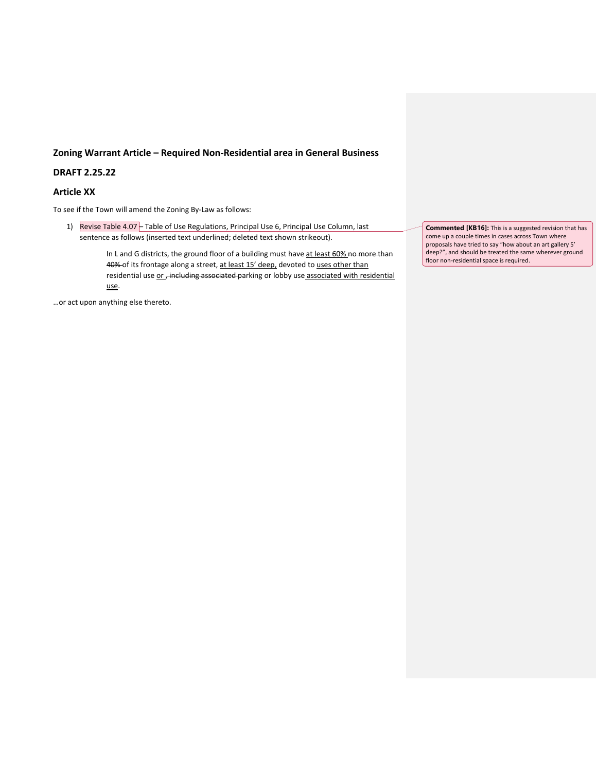## Zoning Warrant Article – Required Non-Residential area in General Business

## DRAFT 2.25.22

## Article XX

To see if the Town will amend the Zoning By-Law as follows:

1) Revise Table 4.07 – Table of Use Regulations, Principal Use 6, Principal Use Column, last sentence as follows (inserted text underlined; deleted text shown strikeout).

   > In L and G districts, the ground floor of a building must have <u>at least 60%</u> ~~no more than 40%~~ of its frontage along a street, <u>at least 15' deep,</u> devoted to <u>uses other than</u> residential use <u>or</u> ~~, including associated~~ parking or lobby use <u>associated with residential use</u>.

…or act upon anything else thereto.

**Commented [KB16]:** This is a suggested revision that has come up a couple times in cases across Town where proposals have tried to say "how about an art gallery 5' deep?", and should be treated the same wherever ground floor non-residential space is required.